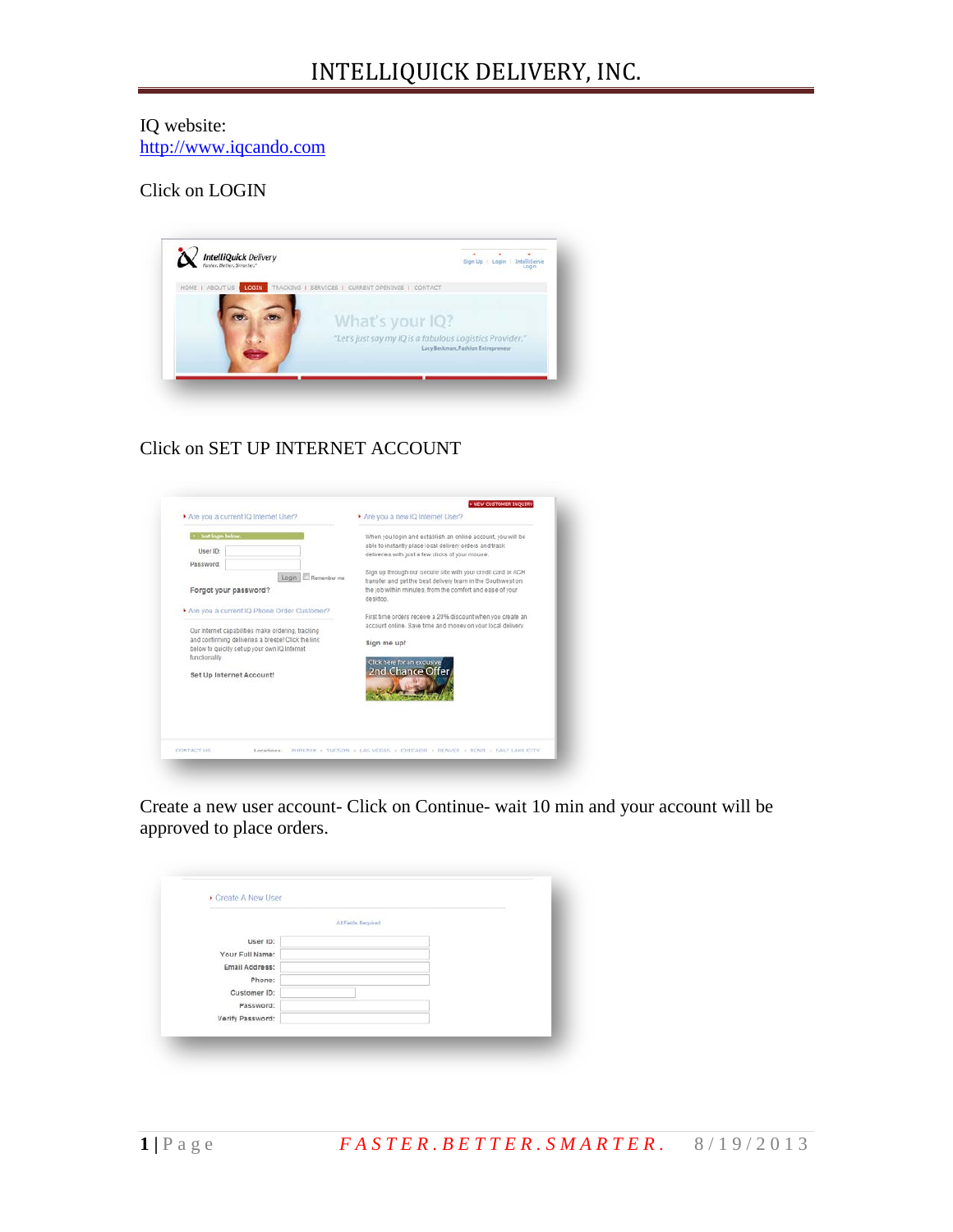# INTELLIQUICK DELIVERY, INC.

IQ website:
http://www.iqcando.com

Click on LOGIN

Click on SET UP INTERNET ACCOUNT

Create a new user account- Click on Continue- wait 10 min and your account will be approved to place orders.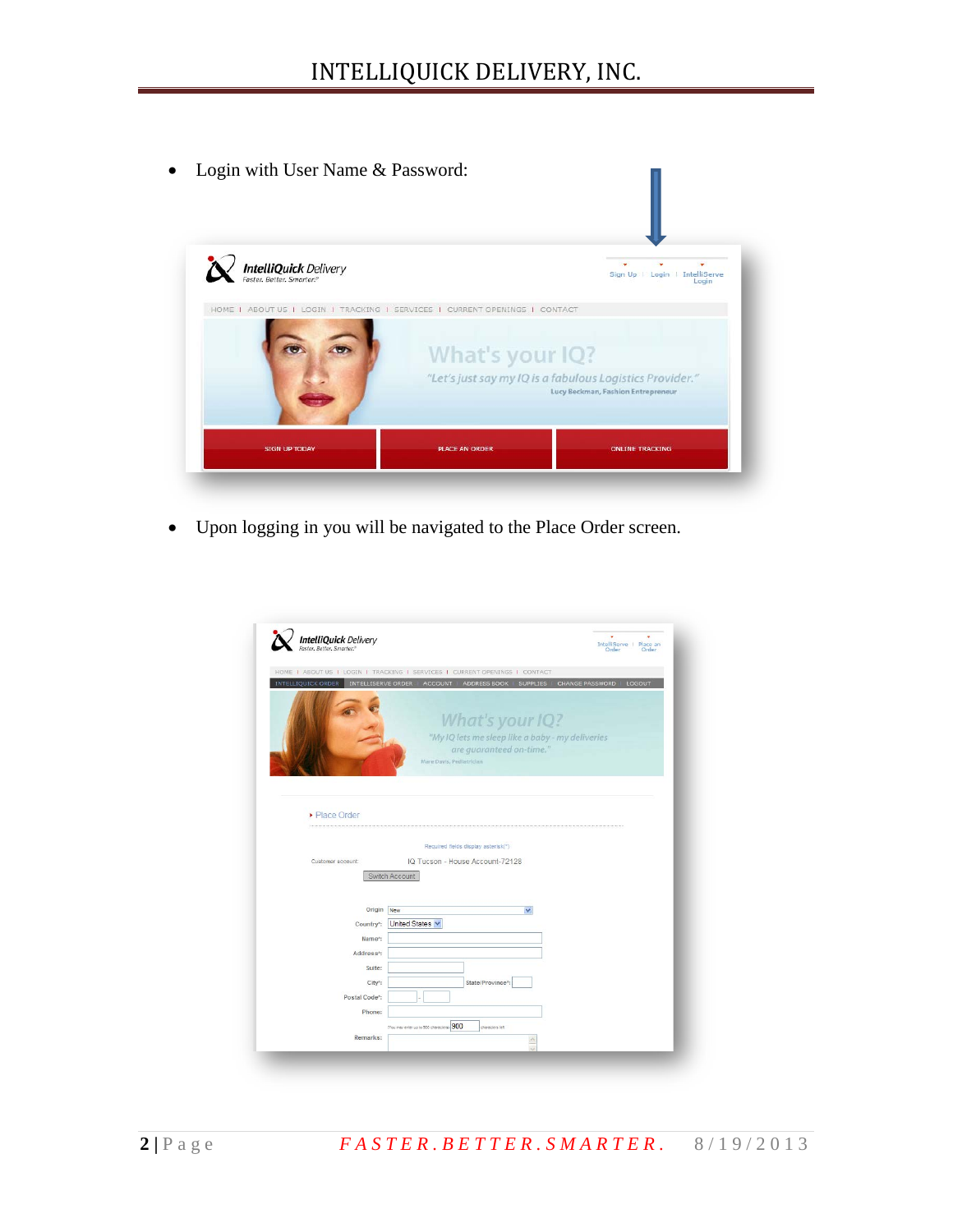- Login with User Name & Password:

- Upon logging in you will be navigated to the Place Order screen.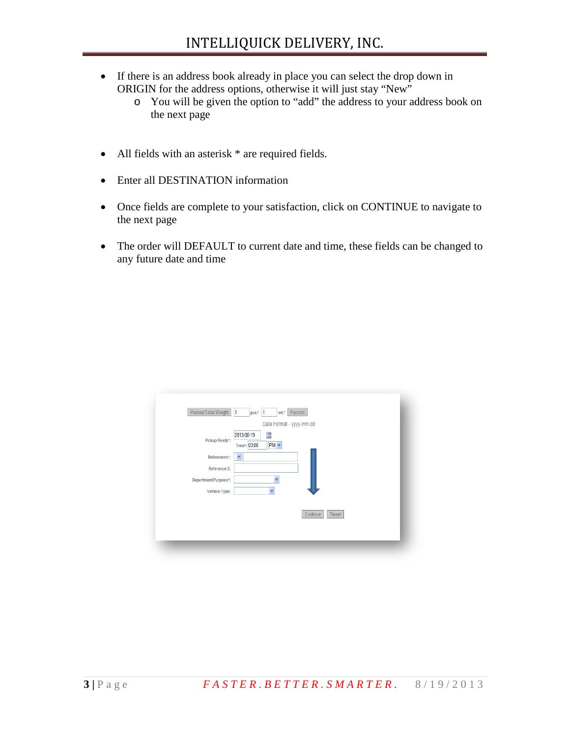- If there is an address book already in place you can select the drop down in ORIGIN for the address options, otherwise it will just stay "New"
  - You will be given the option to "add" the address to your address book on the next page

- All fields with an asterisk * are required fields.

- Enter all DESTINATION information

- Once fields are complete to your satisfaction, click on CONTINUE to navigate to the next page

- The order will DEFAULT to current date and time, these fields can be changed to any future date and time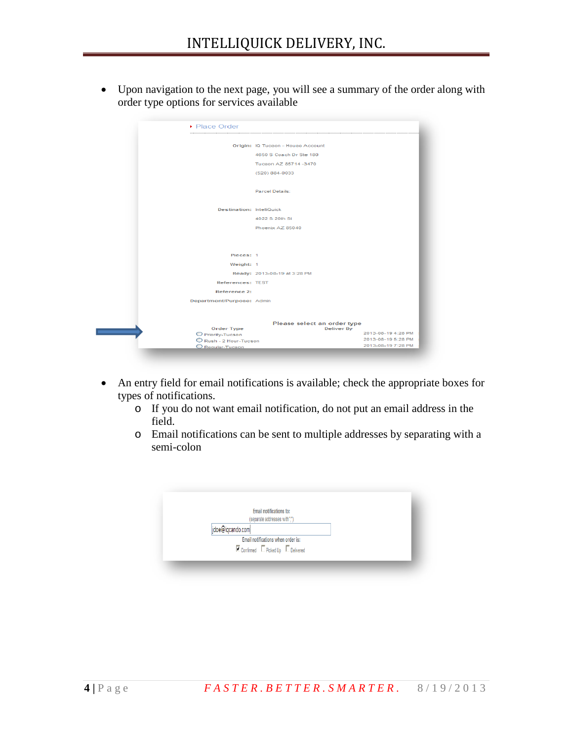- Upon navigation to the next page, you will see a summary of the order along with order type options for services available

- An entry field for email notifications is available; check the appropriate boxes for types of notifications.
  - If you do not want email notification, do not put an email address in the field.
  - Email notifications can be sent to multiple addresses by separating with a semi-colon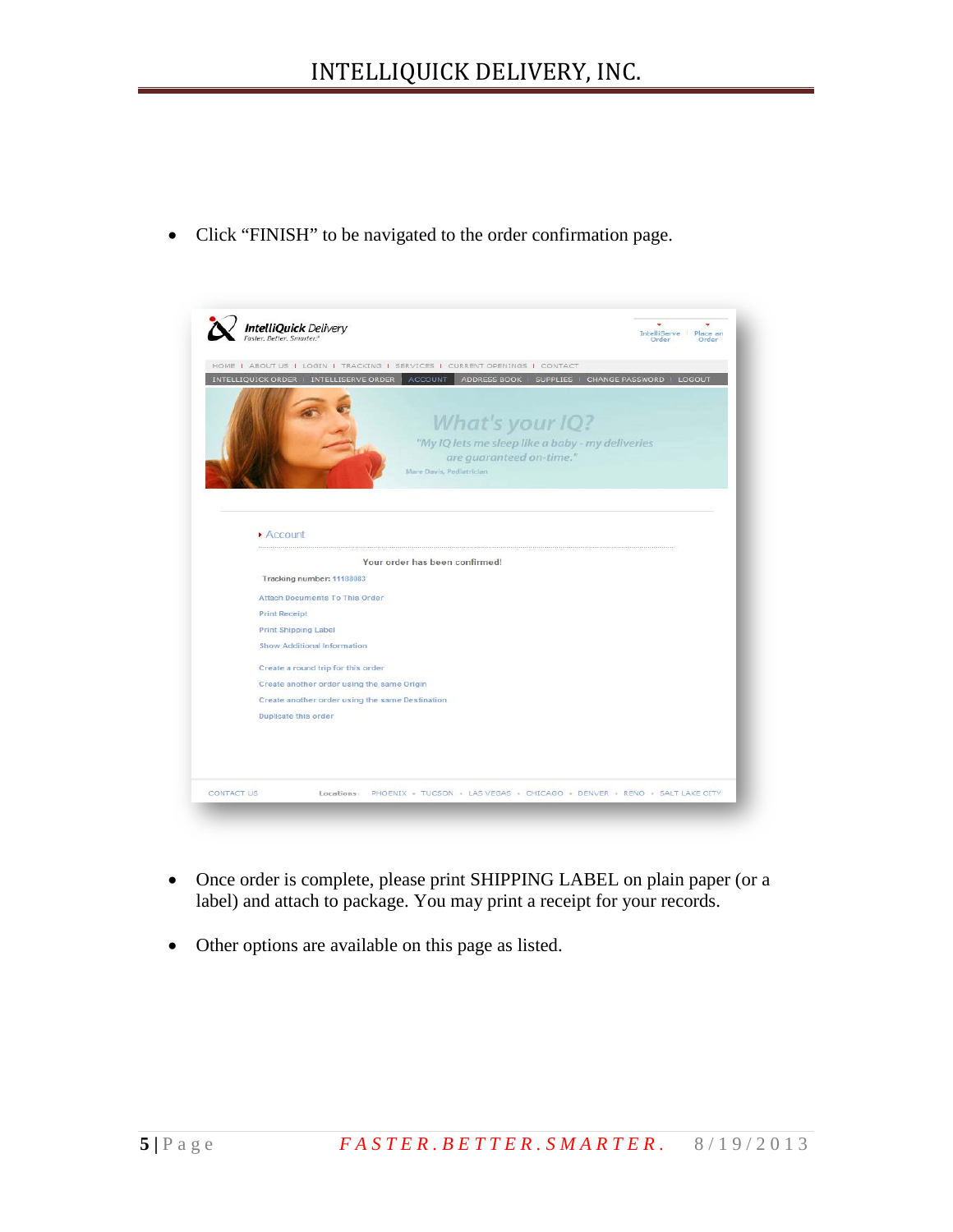- Click “FINISH” to be navigated to the order confirmation page.

- Once order is complete, please print SHIPPING LABEL on plain paper (or a label) and attach to package. You may print a receipt for your records.

- Other options are available on this page as listed.